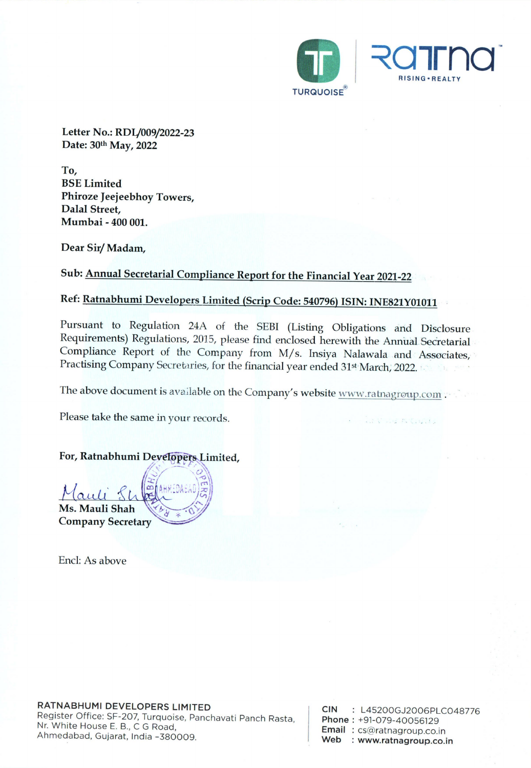Letter No.: RDL/009/2022-23
Date: 30th May, 2022

To,
**BSE Limited**
**Phiroze Jeejeebhoy Towers,**
**Dalal Street,**
**Mumbai - 400 001.**

Dear Sir/ Madam,

**Sub: Annual Secretarial Compliance Report for the Financial Year 2021-22**

**Ref: Ratnabhumi Developers Limited (Scrip Code: 540796) ISIN: INE821Y01011**

Pursuant to Regulation 24A of the SEBI (Listing Obligations and Disclosure Requirements) Regulations, 2015, please find enclosed herewith the Annual Secretarial Compliance Report of the Company from M/s. Insiya Nalawala and Associates, Practising Company Secretaries, for the financial year ended 31st March, 2022.

The above document is available on the Company's website www.ratnagroup.com .

Please take the same in your records.

**For, Ratnabhumi Developers Limited,**

**Ms. Mauli Shah**
**Company Secretary**

Encl: As above

**RATNABHUMI DEVELOPERS LIMITED**
Register Office: SF-207, Turquoise, Panchavati Panch Rasta,
Nr. White House E. B., C G Road,
Ahmedabad, Gujarat, India -380009.

CIN : L45200GJ2006PLC048776
Phone : +91-079-40056129
Email : cs@ratnagroup.co.in
Web : www.ratnagroup.co.in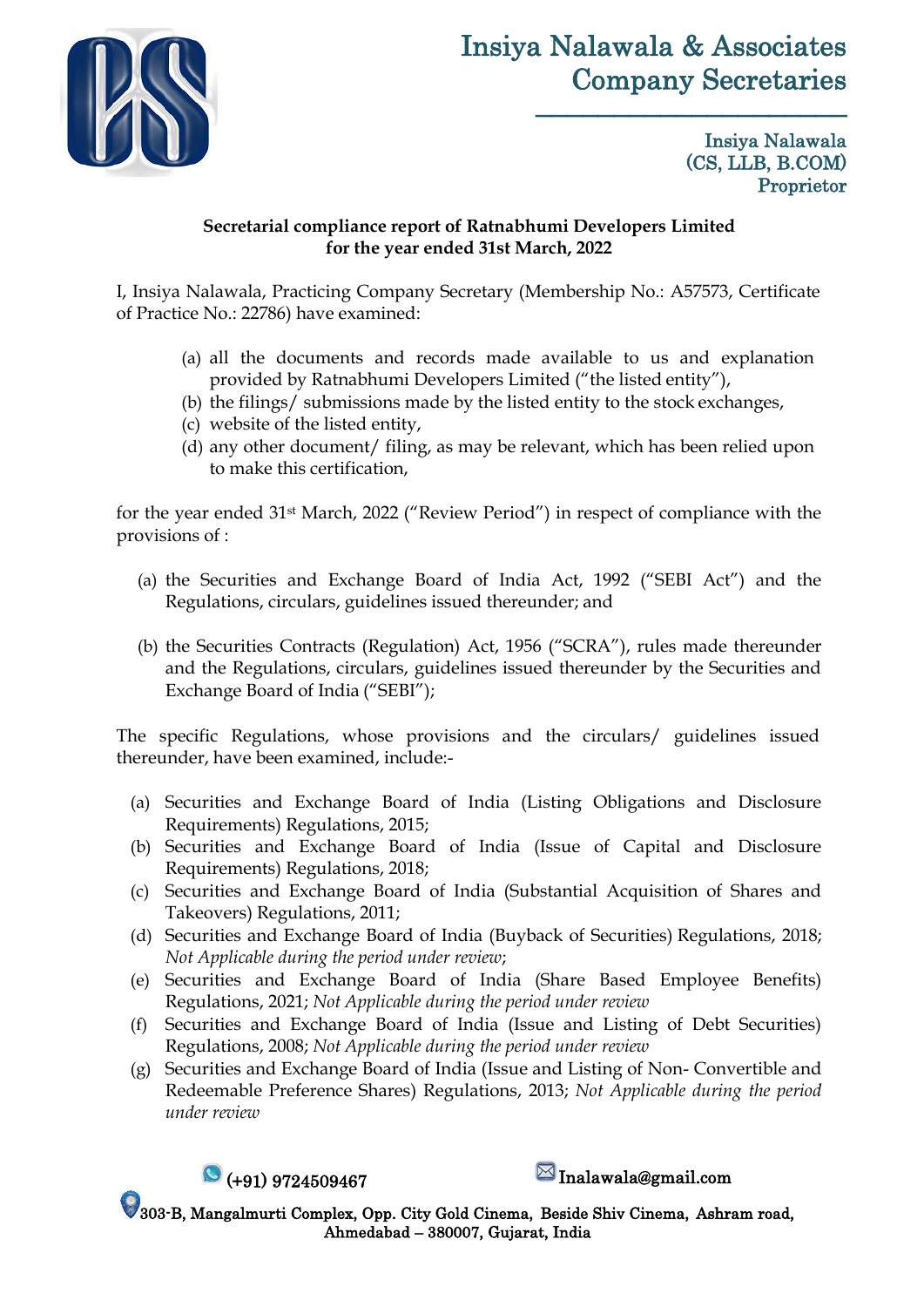**Secretarial compliance report of Ratnabhumi Developers Limited for the year ended 31st March, 2022**

I, Insiya Nalawala, Practicing Company Secretary (Membership No.: A57573, Certificate of Practice No.: 22786) have examined:

(a) all the documents and records made available to us and explanation provided by Ratnabhumi Developers Limited ("the listed entity"),
(b) the filings/ submissions made by the listed entity to the stock exchanges,
(c) website of the listed entity,
(d) any other document/ filing, as may be relevant, which has been relied upon to make this certification,

for the year ended 31st March, 2022 ("Review Period") in respect of compliance with the provisions of :

(a) the Securities and Exchange Board of India Act, 1992 ("SEBI Act") and the Regulations, circulars, guidelines issued thereunder; and

(b) the Securities Contracts (Regulation) Act, 1956 ("SCRA"), rules made thereunder and the Regulations, circulars, guidelines issued thereunder by the Securities and Exchange Board of India ("SEBI");

The specific Regulations, whose provisions and the circulars/ guidelines issued thereunder, have been examined, include:-

(a) Securities and Exchange Board of India (Listing Obligations and Disclosure Requirements) Regulations, 2015;
(b) Securities and Exchange Board of India (Issue of Capital and Disclosure Requirements) Regulations, 2018;
(c) Securities and Exchange Board of India (Substantial Acquisition of Shares and Takeovers) Regulations, 2011;
(d) Securities and Exchange Board of India (Buyback of Securities) Regulations, 2018; *Not Applicable during the period under review*;
(e) Securities and Exchange Board of India (Share Based Employee Benefits) Regulations, 2021; *Not Applicable during the period under review*
(f) Securities and Exchange Board of India (Issue and Listing of Debt Securities) Regulations, 2008; *Not Applicable during the period under review*
(g) Securities and Exchange Board of India (Issue and Listing of Non- Convertible and Redeemable Preference Shares) Regulations, 2013; *Not Applicable during the period under review*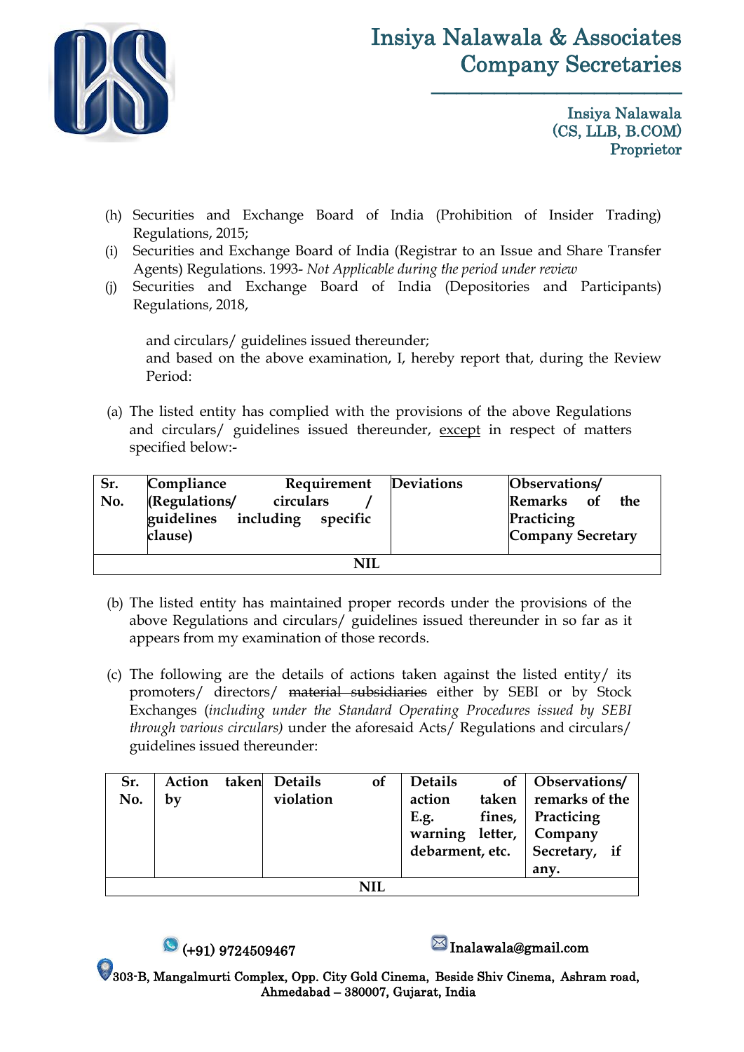(h) Securities and Exchange Board of India (Prohibition of Insider Trading) Regulations, 2015;

(i) Securities and Exchange Board of India (Registrar to an Issue and Share Transfer Agents) Regulations. 1993- *Not Applicable during the period under review*

(j) Securities and Exchange Board of India (Depositories and Participants) Regulations, 2018,

and circulars/ guidelines issued thereunder;
and based on the above examination, I, hereby report that, during the Review Period:

(a) The listed entity has complied with the provisions of the above Regulations and circulars/ guidelines issued thereunder, except in respect of matters specified below:-

| Sr. No. | Compliance Requirement (Regulations/ circulars / guidelines including specific clause) | Deviations | Observations/ Remarks of the Practicing Company Secretary |
|---|---|---|---|
| NIL | | | |

(b) The listed entity has maintained proper records under the provisions of the above Regulations and circulars/ guidelines issued thereunder in so far as it appears from my examination of those records.

(c) The following are the details of actions taken against the listed entity/ its promoters/ directors/ ~~material subsidiaries~~ either by SEBI or by Stock Exchanges (*including under the Standard Operating Procedures issued by SEBI through various circulars)* under the aforesaid Acts/ Regulations and circulars/ guidelines issued thereunder:

| Sr. No. | Action taken by | Details of violation | Details of action taken E.g. fines, warning letter, debarment, etc. | Observations/ remarks of the Practicing Company Secretary, if any. |
|---|---|---|---|---|
| NIL | | | | |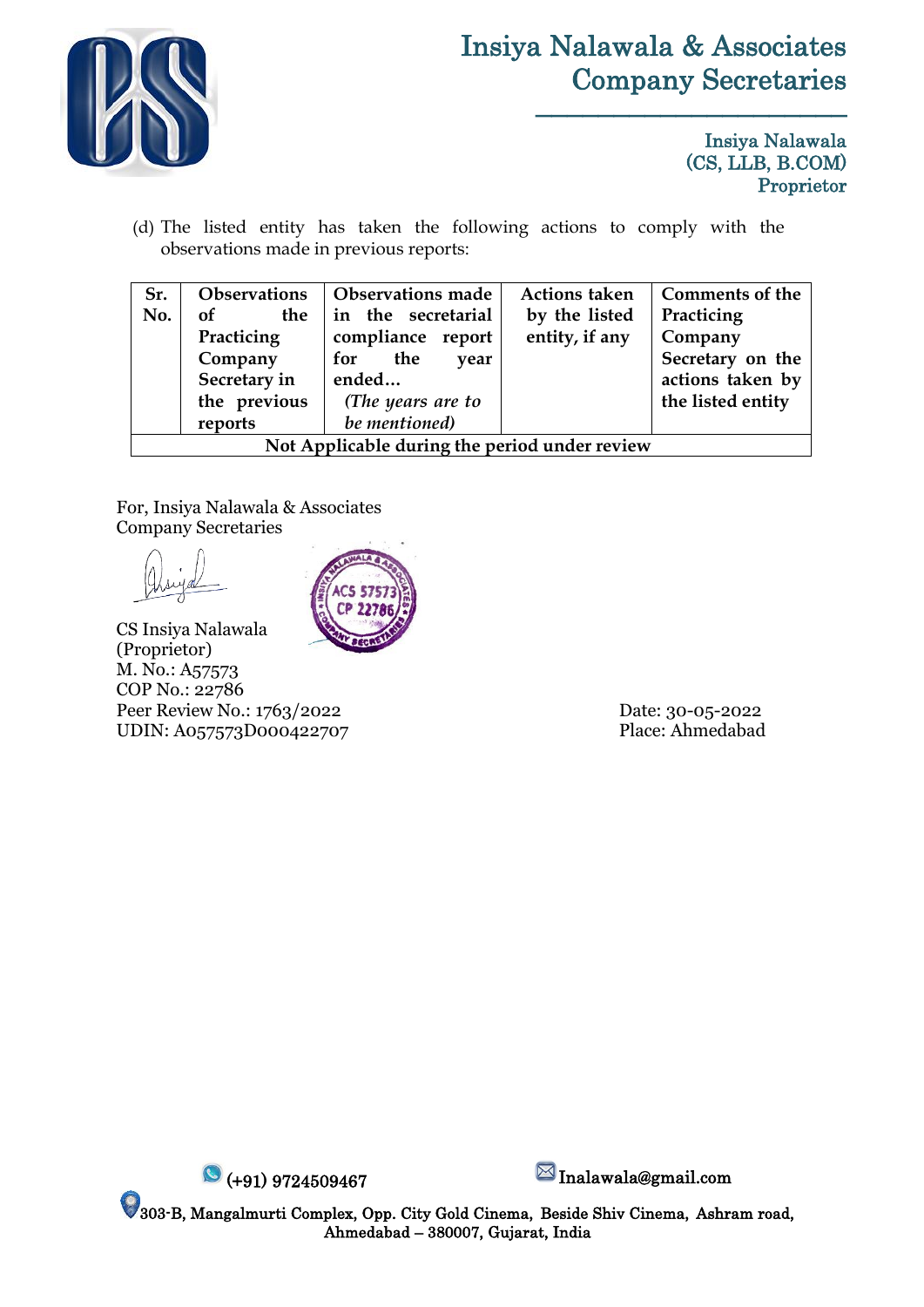(d) The listed entity has taken the following actions to comply with the observations made in previous reports:

| Sr. No. | Observations of the Practicing Company Secretary in the previous reports | Observations made in the secretarial compliance report for the year ended... *(The years are to be mentioned)* | Actions taken by the listed entity, if any | Comments of the Practicing Company Secretary on the actions taken by the listed entity |
|---|---|---|---|---|
| **Not Applicable during the period under review** | | | | |

For, Insiya Nalawala & Associates
Company Secretaries

CS Insiya Nalawala
(Proprietor)
M. No.: A57573
COP No.: 22786
Peer Review No.: 1763/2022
UDIN: A057573D000422707

Date: 30-05-2022
Place: Ahmedabad